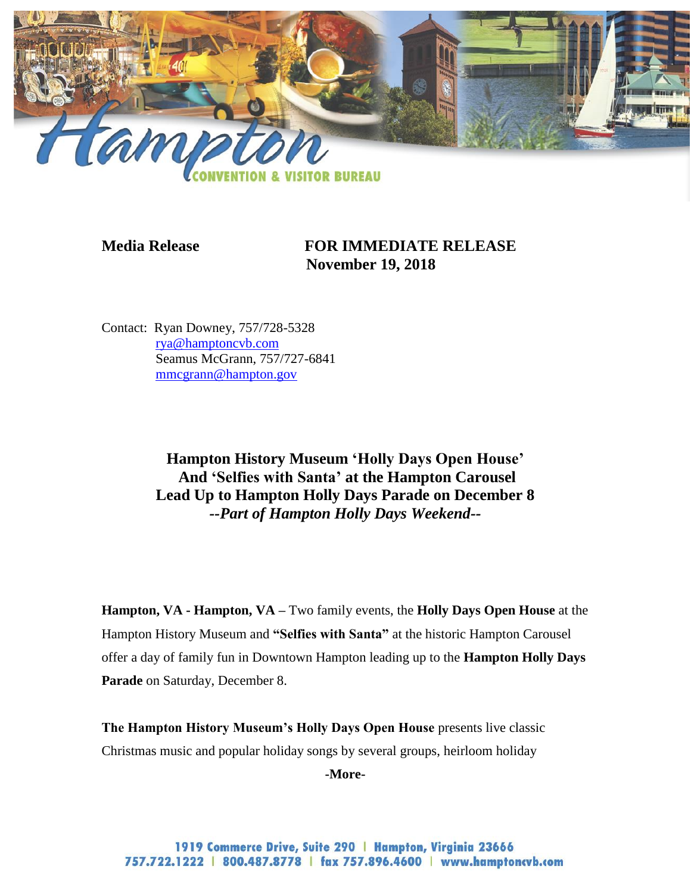Hampton CONVENTION & VISITOR BUREAU

**Media Release** **FOR IMMEDIATE RELEASE**
**November 19, 2018**

Contact: Ryan Downey, 757/728-5328
rya@hamptoncvb.com
Seamus McGrann, 757/727-6841
mmcgrann@hampton.gov

## Hampton History Museum 'Holly Days Open House' And 'Selfies with Santa' at the Hampton Carousel Lead Up to Hampton Holly Days Parade on December 8

### *--Part of Hampton Holly Days Weekend--*

**Hampton, VA - Hampton, VA –** Two family events, the **Holly Days Open House** at the Hampton History Museum and **"Selfies with Santa"** at the historic Hampton Carousel offer a day of family fun in Downtown Hampton leading up to the **Hampton Holly Days Parade** on Saturday, December 8.

**The Hampton History Museum's Holly Days Open House** presents live classic Christmas music and popular holiday songs by several groups, heirloom holiday

**-More-**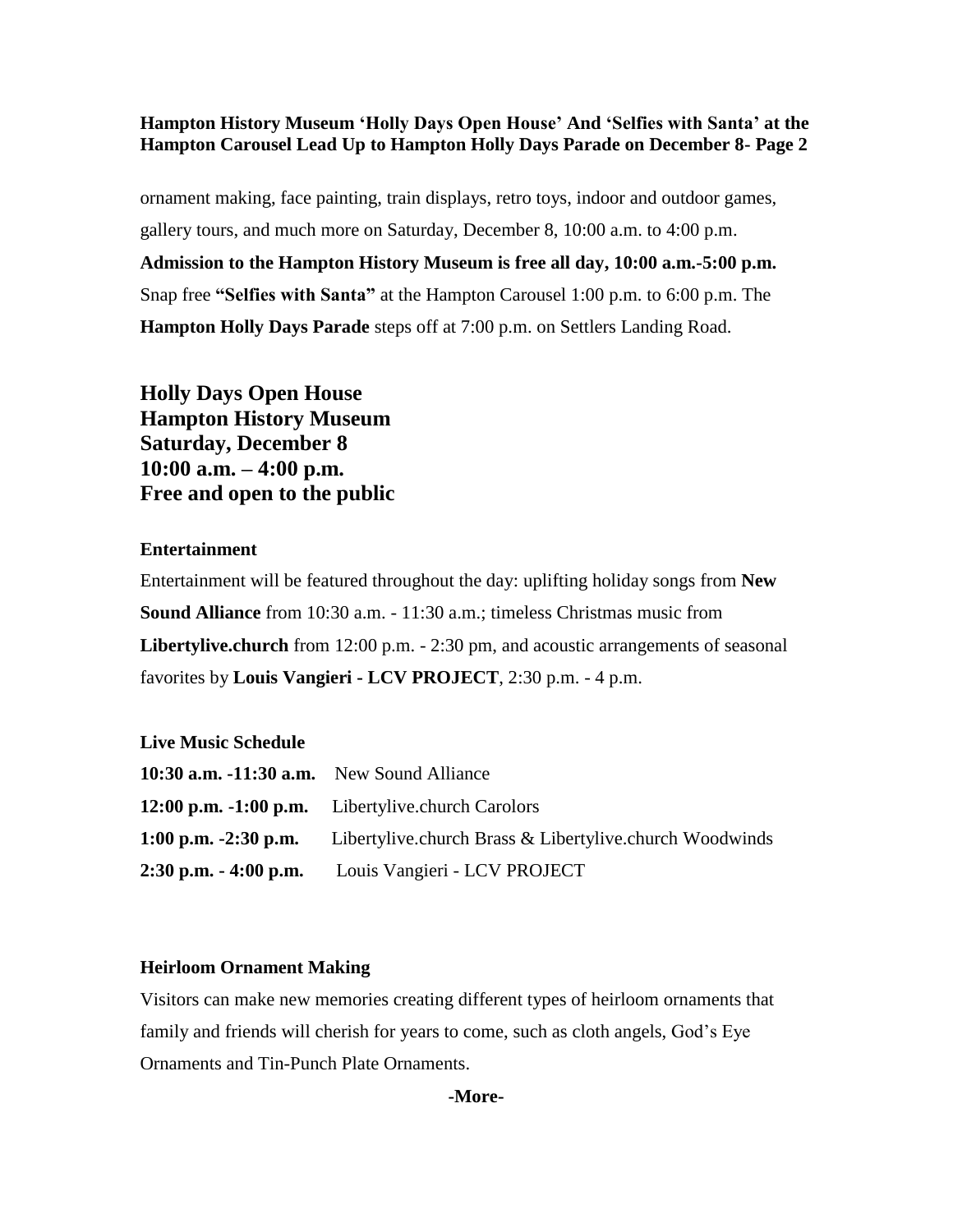ornament making, face painting, train displays, retro toys, indoor and outdoor games, gallery tours, and much more on Saturday, December 8, 10:00 a.m. to 4:00 p.m. **Admission to the Hampton History Museum is free all day, 10:00 a.m.-5:00 p.m.** Snap free **"Selfies with Santa"** at the Hampton Carousel 1:00 p.m. to 6:00 p.m. The **Hampton Holly Days Parade** steps off at 7:00 p.m. on Settlers Landing Road.

## Holly Days Open House
## Hampton History Museum
## Saturday, December 8
## 10:00 a.m. – 4:00 p.m.
## Free and open to the public

**Entertainment**

Entertainment will be featured throughout the day: uplifting holiday songs from **New Sound Alliance** from 10:30 a.m. - 11:30 a.m.; timeless Christmas music from **Libertylive.church** from 12:00 p.m. - 2:30 pm, and acoustic arrangements of seasonal favorites by **Louis Vangieri - LCV PROJECT**, 2:30 p.m. - 4 p.m.

**Live Music Schedule**

| | |
|---|---|
| **10:30 a.m. -11:30 a.m.** | New Sound Alliance |
| **12:00 p.m. -1:00 p.m.** | Libertylive.church Carolors |
| **1:00 p.m. -2:30 p.m.** | Libertylive.church Brass & Libertylive.church Woodwinds |
| **2:30 p.m. - 4:00 p.m.** | Louis Vangieri - LCV PROJECT |

**Heirloom Ornament Making**

Visitors can make new memories creating different types of heirloom ornaments that family and friends will cherish for years to come, such as cloth angels, God's Eye Ornaments and Tin-Punch Plate Ornaments.

**-More-**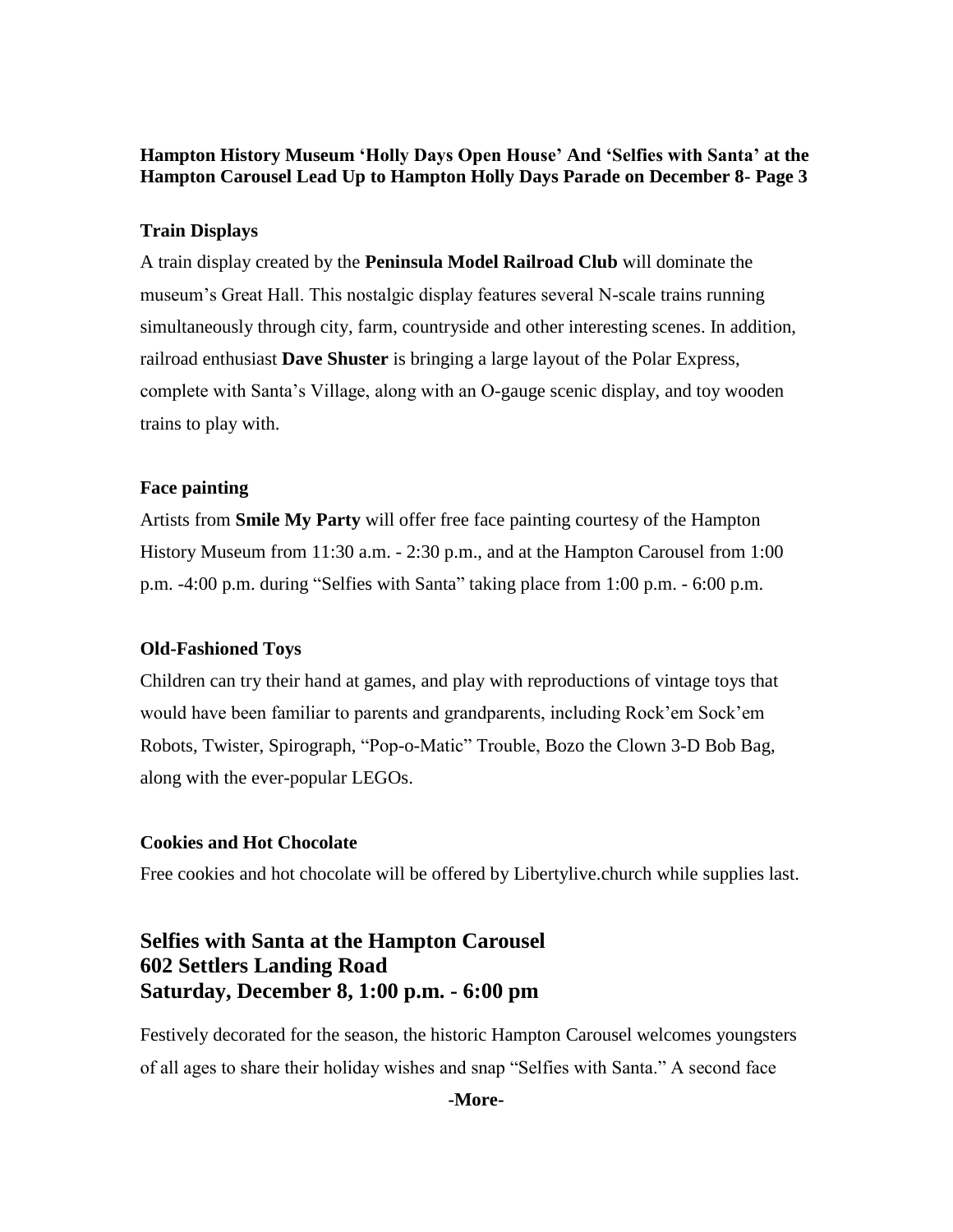**Hampton History Museum 'Holly Days Open House' And 'Selfies with Santa' at the Hampton Carousel Lead Up to Hampton Holly Days Parade on December 8- Page 3**

**Train Displays**

A train display created by the **Peninsula Model Railroad Club** will dominate the museum's Great Hall. This nostalgic display features several N-scale trains running simultaneously through city, farm, countryside and other interesting scenes. In addition, railroad enthusiast **Dave Shuster** is bringing a large layout of the Polar Express, complete with Santa's Village, along with an O-gauge scenic display, and toy wooden trains to play with.

**Face painting**

Artists from **Smile My Party** will offer free face painting courtesy of the Hampton History Museum from 11:30 a.m. - 2:30 p.m., and at the Hampton Carousel from 1:00 p.m. -4:00 p.m. during "Selfies with Santa" taking place from 1:00 p.m. - 6:00 p.m.

**Old-Fashioned Toys**

Children can try their hand at games, and play with reproductions of vintage toys that would have been familiar to parents and grandparents, including Rock'em Sock'em Robots, Twister, Spirograph, "Pop-o-Matic" Trouble, Bozo the Clown 3-D Bob Bag, along with the ever-popular LEGOs.

**Cookies and Hot Chocolate**

Free cookies and hot chocolate will be offered by Libertylive.church while supplies last.

## Selfies with Santa at the Hampton Carousel
## 602 Settlers Landing Road
## Saturday, December 8, 1:00 p.m. - 6:00 pm

Festively decorated for the season, the historic Hampton Carousel welcomes youngsters of all ages to share their holiday wishes and snap "Selfies with Santa." A second face

-More-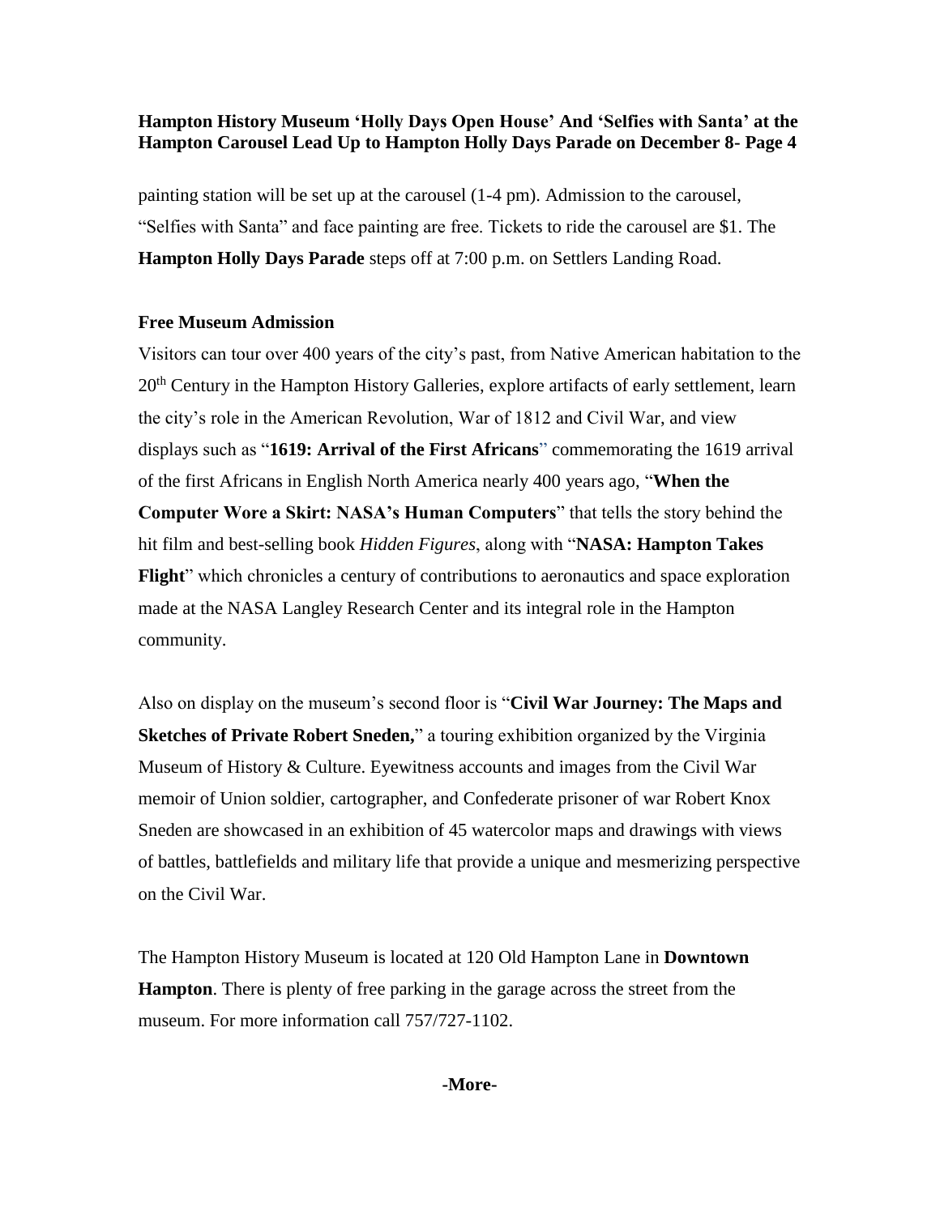painting station will be set up at the carousel (1-4 pm). Admission to the carousel, "Selfies with Santa" and face painting are free. Tickets to ride the carousel are $1. The **Hampton Holly Days Parade** steps off at 7:00 p.m. on Settlers Landing Road.

**Free Museum Admission**

Visitors can tour over 400 years of the city's past, from Native American habitation to the 20th Century in the Hampton History Galleries, explore artifacts of early settlement, learn the city's role in the American Revolution, War of 1812 and Civil War, and view displays such as "**1619: Arrival of the First Africans**" commemorating the 1619 arrival of the first Africans in English North America nearly 400 years ago, "**When the Computer Wore a Skirt: NASA's Human Computers**" that tells the story behind the hit film and best-selling book *Hidden Figures*, along with "**NASA: Hampton Takes Flight**" which chronicles a century of contributions to aeronautics and space exploration made at the NASA Langley Research Center and its integral role in the Hampton community.

Also on display on the museum's second floor is "**Civil War Journey: The Maps and Sketches of Private Robert Sneden,**" a touring exhibition organized by the Virginia Museum of History & Culture. Eyewitness accounts and images from the Civil War memoir of Union soldier, cartographer, and Confederate prisoner of war Robert Knox Sneden are showcased in an exhibition of 45 watercolor maps and drawings with views of battles, battlefields and military life that provide a unique and mesmerizing perspective on the Civil War.

The Hampton History Museum is located at 120 Old Hampton Lane in **Downtown Hampton**. There is plenty of free parking in the garage across the street from the museum. For more information call 757/727-1102.

**-More-**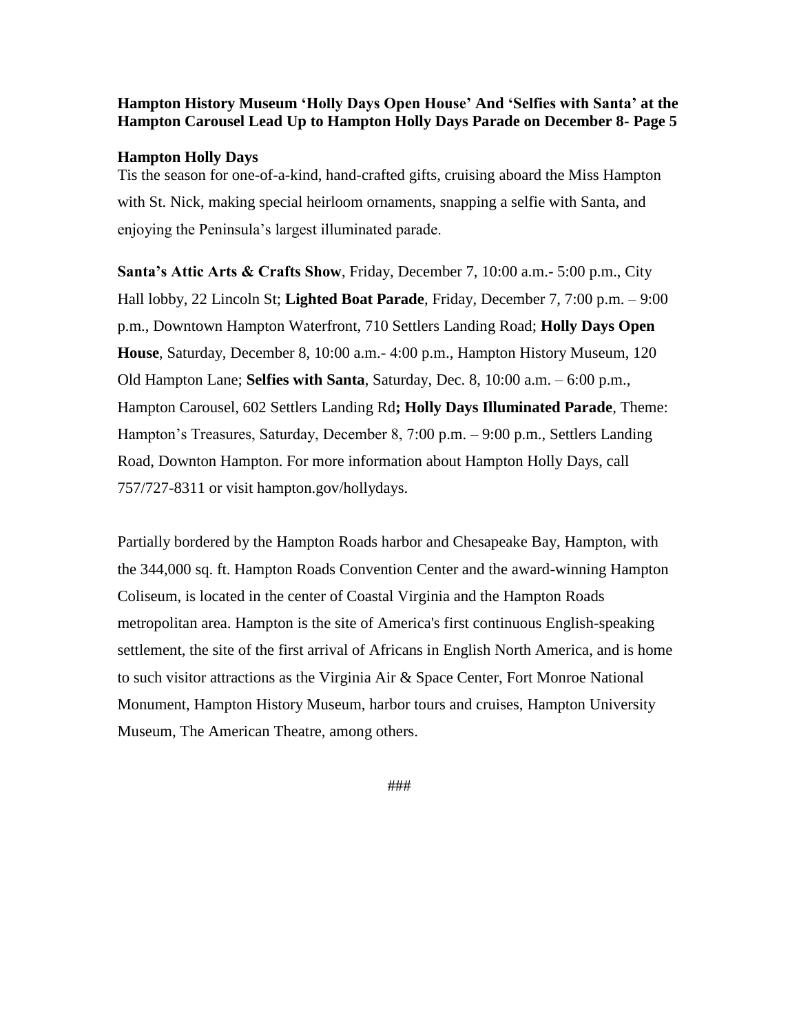**Hampton History Museum 'Holly Days Open House' And 'Selfies with Santa' at the Hampton Carousel Lead Up to Hampton Holly Days Parade on December 8- Page 5**

**Hampton Holly Days**

Tis the season for one-of-a-kind, hand-crafted gifts, cruising aboard the Miss Hampton with St. Nick, making special heirloom ornaments, snapping a selfie with Santa, and enjoying the Peninsula's largest illuminated parade.

**Santa's Attic Arts & Crafts Show**, Friday, December 7, 10:00 a.m.- 5:00 p.m., City Hall lobby, 22 Lincoln St; **Lighted Boat Parade**, Friday, December 7, 7:00 p.m. – 9:00 p.m., Downtown Hampton Waterfront, 710 Settlers Landing Road; **Holly Days Open House**, Saturday, December 8, 10:00 a.m.- 4:00 p.m., Hampton History Museum, 120 Old Hampton Lane; **Selfies with Santa**, Saturday, Dec. 8, 10:00 a.m. – 6:00 p.m., Hampton Carousel, 602 Settlers Landing Rd**; Holly Days Illuminated Parade**, Theme: Hampton's Treasures, Saturday, December 8, 7:00 p.m. – 9:00 p.m., Settlers Landing Road, Downton Hampton. For more information about Hampton Holly Days, call 757/727-8311 or visit hampton.gov/hollydays.

Partially bordered by the Hampton Roads harbor and Chesapeake Bay, Hampton, with the 344,000 sq. ft. Hampton Roads Convention Center and the award-winning Hampton Coliseum, is located in the center of Coastal Virginia and the Hampton Roads metropolitan area. Hampton is the site of America's first continuous English-speaking settlement, the site of the first arrival of Africans in English North America, and is home to such visitor attractions as the Virginia Air & Space Center, Fort Monroe National Monument, Hampton History Museum, harbor tours and cruises, Hampton University Museum, The American Theatre, among others.

###